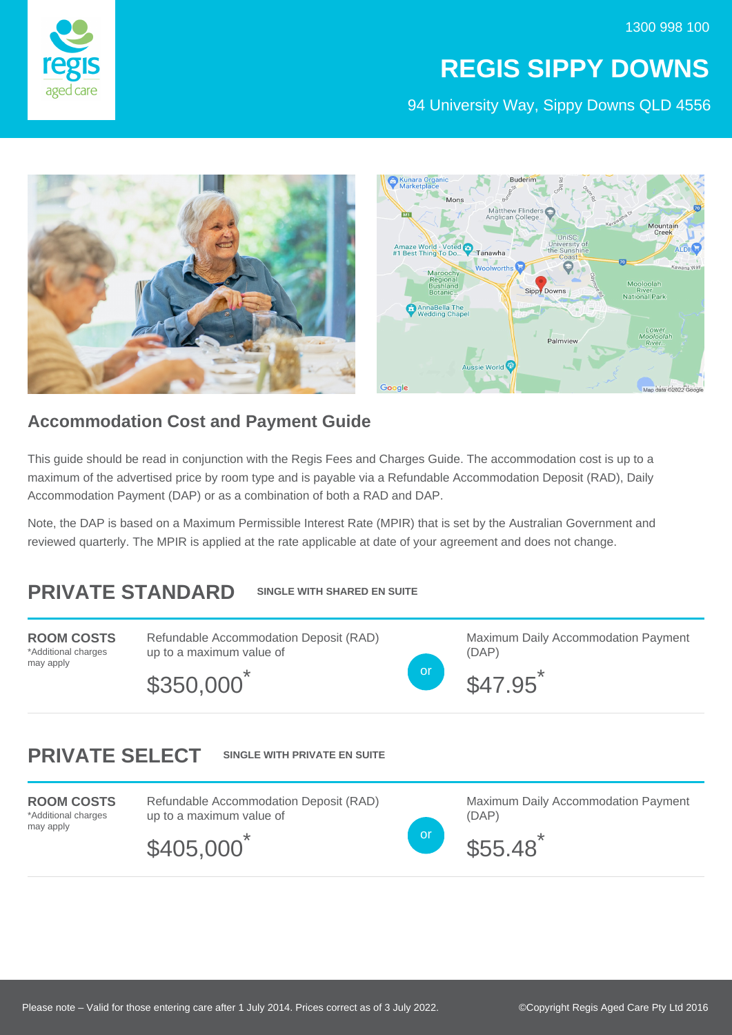1300 998 100

# REGIS SIPPY DOWNS

94 University Way, Sippy Downs QLD 4556

## Accommodation Cost and Payment Guide

This guide should be read in conjunction with the Regis Fees and Charges Guide. The accommodation cost is up to a maximum of the advertised price by room type and is payable via a Refundable Accommodation Deposit (RAD), Daily Accommodation Payment (DAP) or as a combination of both a RAD and DAP.

Note, the DAP is based on a Maximum Permissible Interest Rate (MPIR) that is set by the Australian Government and reviewed quarterly. The MPIR is applied at the rate applicable at date of your agreement and does not change.

## PRIVATE STANDARD

**SINGLE WITH SHARED EN SUITE**

**ROOM COSTS**
*Additional charges may apply

Refundable Accommodation Deposit (RAD) up to a maximum value of

$350,000*

or

Maximum Daily Accommodation Payment (DAP)

$47.95*

## PRIVATE SELECT

**SINGLE WITH PRIVATE EN SUITE**

**ROOM COSTS**
*Additional charges may apply

Refundable Accommodation Deposit (RAD) up to a maximum value of

$405,000*

or

Maximum Daily Accommodation Payment (DAP)

$55.48*

Please note – Valid for those entering care after 1 July 2014. Prices correct as of 3 July 2022.

©Copyright Regis Aged Care Pty Ltd 2016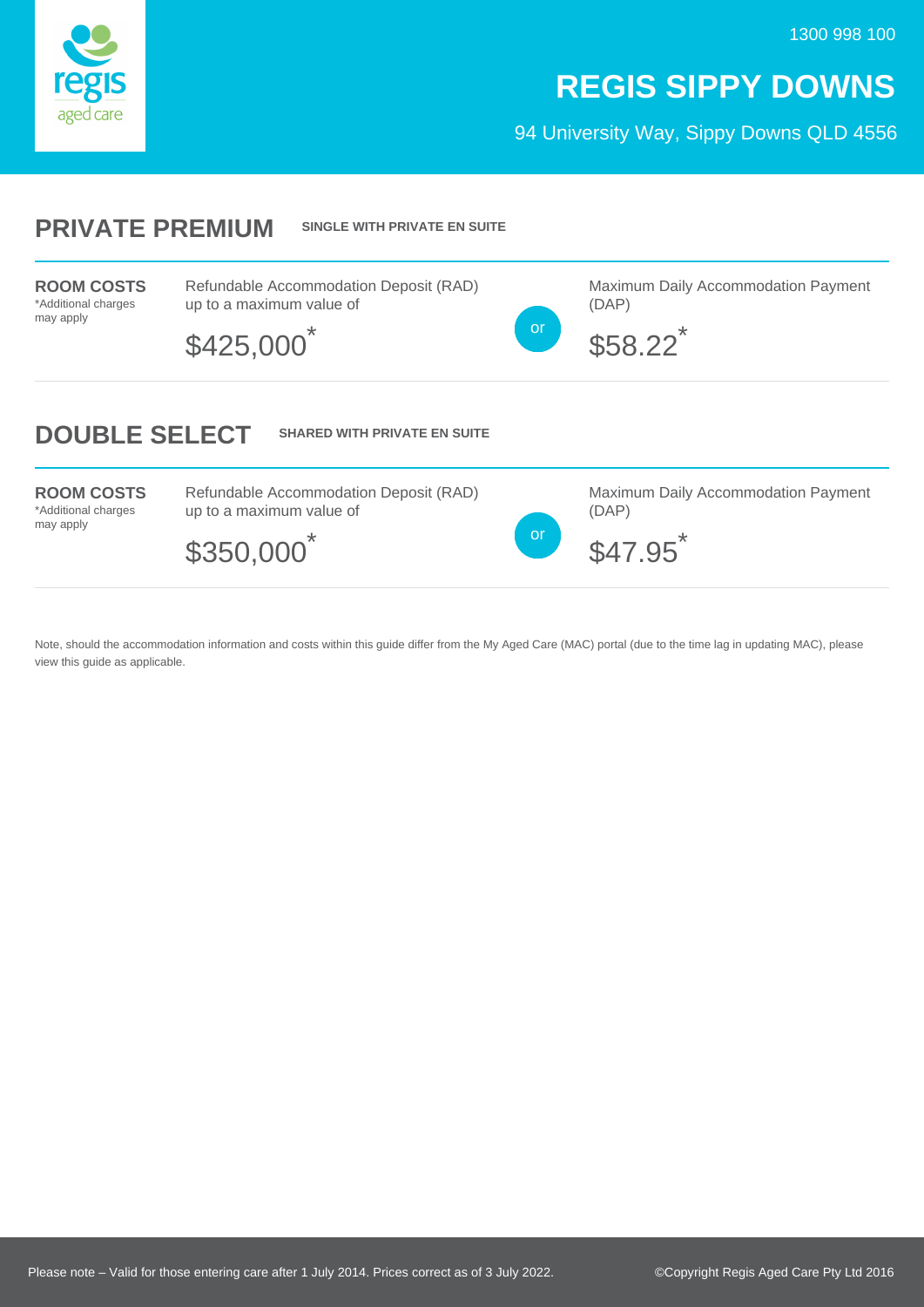1300 998 100

# REGIS SIPPY DOWNS

94 University Way, Sippy Downs QLD 4556

## PRIVATE PREMIUM

**SINGLE WITH PRIVATE EN SUITE**

**ROOM COSTS**
*Additional charges may apply

Refundable Accommodation Deposit (RAD) up to a maximum value of

$425,000*

or

Maximum Daily Accommodation Payment (DAP)

$58.22*

## DOUBLE SELECT

**SHARED WITH PRIVATE EN SUITE**

**ROOM COSTS**
*Additional charges may apply

Refundable Accommodation Deposit (RAD) up to a maximum value of

$350,000*

or

Maximum Daily Accommodation Payment (DAP)

$47.95*

Note, should the accommodation information and costs within this guide differ from the My Aged Care (MAC) portal (due to the time lag in updating MAC), please view this guide as applicable.

Please note – Valid for those entering care after 1 July 2014. Prices correct as of 3 July 2022.

©Copyright Regis Aged Care Pty Ltd 2016